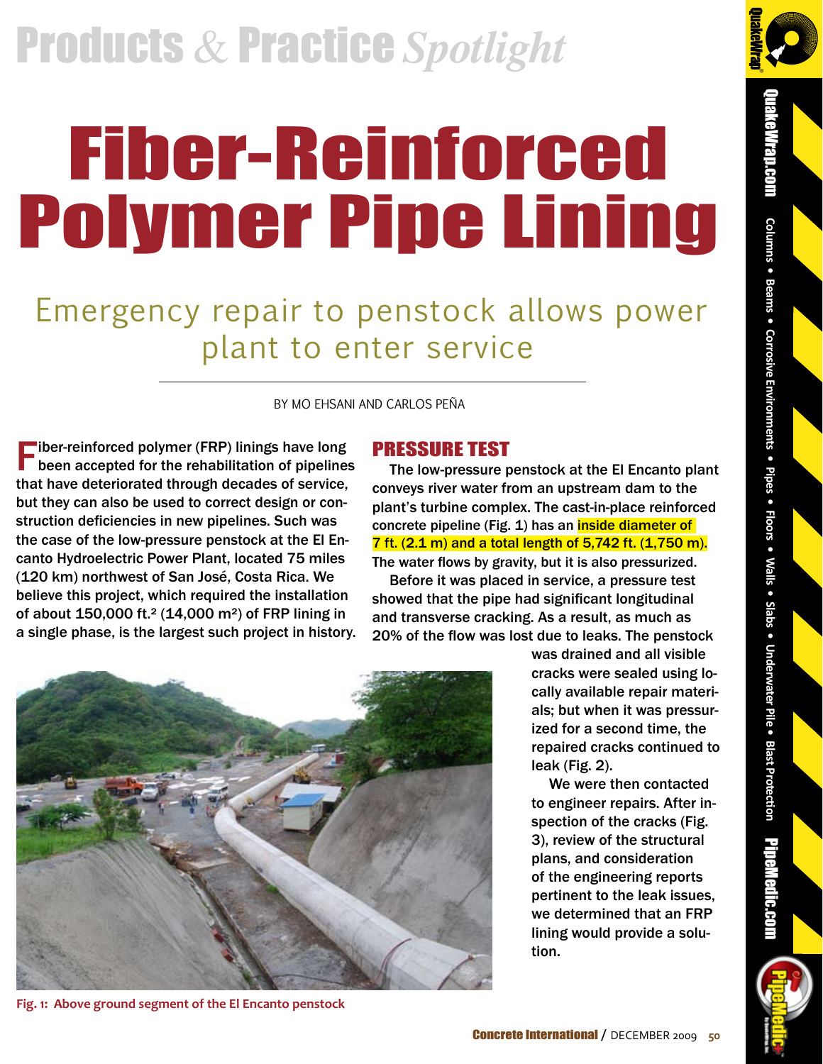Products & Practice *Spotlight*

# Fiber-Reinforced Polymer Pipe Lining

## Emergency repair to penstock allows power plant to enter service

BY MO EHSANI AND CARLOS PEÑA

Fiber-reinforced polymer (FRP) linings have long been accepted for the rehabilitation of pipelines that have deteriorated through decades of service, but they can also be used to correct design or construction deficiencies in new pipelines. Such was the case of the low-pressure penstock at the El Encanto Hydroelectric Power Plant, located 75 miles (120 km) northwest of San José, Costa Rica. We believe this project, which required the installation of about 150,000 ft.[2] (14,000 m[2]) of FRP lining in a single phase, is the largest such project in history.

## PRESSURE TEST

The low-pressure penstock at the El Encanto plant conveys river water from an upstream dam to the plant's turbine complex. The cast-in-place reinforced concrete pipeline (Fig. 1) has an inside diameter of 7 ft. (2.1 m) and a total length of 5,742 ft. (1,750 m). The water flows by gravity, but it is also pressurized.

Before it was placed in service, a pressure test showed that the pipe had significant longitudinal and transverse cracking. As a result, as much as 20% of the flow was lost due to leaks. The penstock was drained and all visible cracks were sealed using locally available repair materials; but when it was pressurized for a second time, the repaired cracks continued to leak (Fig. 2).

We were then contacted to engineer repairs. After inspection of the cracks (Fig. 3), review of the structural plans, and consideration of the engineering reports pertinent to the leak issues, we determined that an FRP lining would provide a solution.

Fig. 1: Above ground segment of the El Encanto penstock

QuakeWrap.com — Columns • Beams • Corrosive Environments • Pipes • Floors • Walls • Slabs • Underwater Pile • Blast Protection — PipeMedic.com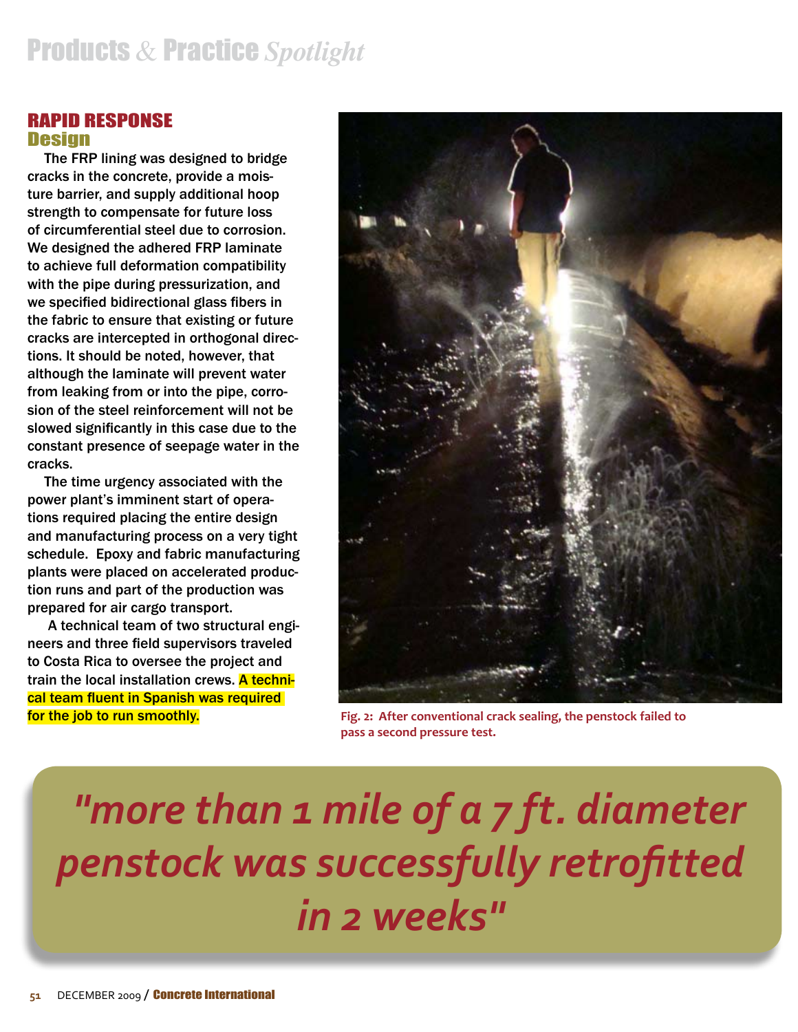## RAPID RESPONSE

### Design

The FRP lining was designed to bridge cracks in the concrete, provide a moisture barrier, and supply additional hoop strength to compensate for future loss of circumferential steel due to corrosion. We designed the adhered FRP laminate to achieve full deformation compatibility with the pipe during pressurization, and we specified bidirectional glass fibers in the fabric to ensure that existing or future cracks are intercepted in orthogonal directions. It should be noted, however, that although the laminate will prevent water from leaking from or into the pipe, corrosion of the steel reinforcement will not be slowed significantly in this case due to the constant presence of seepage water in the cracks.

The time urgency associated with the power plant's imminent start of operations required placing the entire design and manufacturing process on a very tight schedule. Epoxy and fabric manufacturing plants were placed on accelerated production runs and part of the production was prepared for air cargo transport.

A technical team of two structural engineers and three field supervisors traveled to Costa Rica to oversee the project and train the local installation crews. A technical team fluent in Spanish was required for the job to run smoothly.

**Fig. 2: After conventional crack sealing, the penstock failed to pass a second pressure test.**

> *"more than 1 mile of a 7 ft. diameter penstock was successfully retrofitted in 2 weeks"*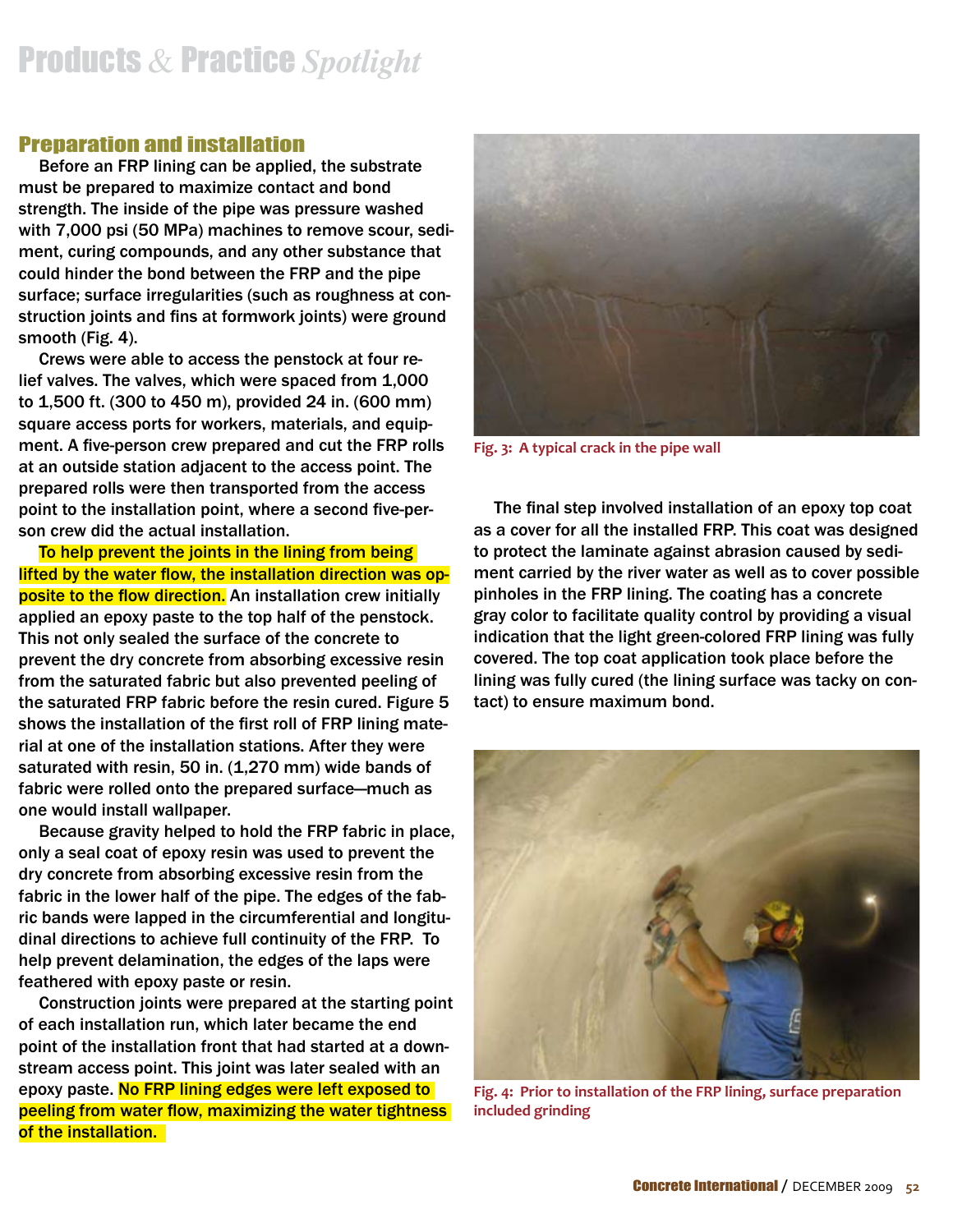## Preparation and installation

Before an FRP lining can be applied, the substrate must be prepared to maximize contact and bond strength. The inside of the pipe was pressure washed with 7,000 psi (50 MPa) machines to remove scour, sediment, curing compounds, and any other substance that could hinder the bond between the FRP and the pipe surface; surface irregularities (such as roughness at construction joints and fins at formwork joints) were ground smooth (Fig. 4).

Crews were able to access the penstock at four relief valves. The valves, which were spaced from 1,000 to 1,500 ft. (300 to 450 m), provided 24 in. (600 mm) square access ports for workers, materials, and equipment. A five-person crew prepared and cut the FRP rolls at an outside station adjacent to the access point. The prepared rolls were then transported from the access point to the installation point, where a second five-person crew did the actual installation.

To help prevent the joints in the lining from being lifted by the water flow, the installation direction was opposite to the flow direction. An installation crew initially applied an epoxy paste to the top half of the penstock. This not only sealed the surface of the concrete to prevent the dry concrete from absorbing excessive resin from the saturated fabric but also prevented peeling of the saturated FRP fabric before the resin cured. Figure 5 shows the installation of the first roll of FRP lining material at one of the installation stations. After they were saturated with resin, 50 in. (1,270 mm) wide bands of fabric were rolled onto the prepared surface—much as one would install wallpaper.

Because gravity helped to hold the FRP fabric in place, only a seal coat of epoxy resin was used to prevent the dry concrete from absorbing excessive resin from the fabric in the lower half of the pipe. The edges of the fabric bands were lapped in the circumferential and longitudinal directions to achieve full continuity of the FRP. To help prevent delamination, the edges of the laps were feathered with epoxy paste or resin.

Construction joints were prepared at the starting point of each installation run, which later became the end point of the installation front that had started at a downstream access point. This joint was later sealed with an epoxy paste. No FRP lining edges were left exposed to peeling from water flow, maximizing the water tightness of the installation.

Fig. 3: A typical crack in the pipe wall

The final step involved installation of an epoxy top coat as a cover for all the installed FRP. This coat was designed to protect the laminate against abrasion caused by sediment carried by the river water as well as to cover possible pinholes in the FRP lining. The coating has a concrete gray color to facilitate quality control by providing a visual indication that the light green-colored FRP lining was fully covered. The top coat application took place before the lining was fully cured (the lining surface was tacky on contact) to ensure maximum bond.

Fig. 4: Prior to installation of the FRP lining, surface preparation included grinding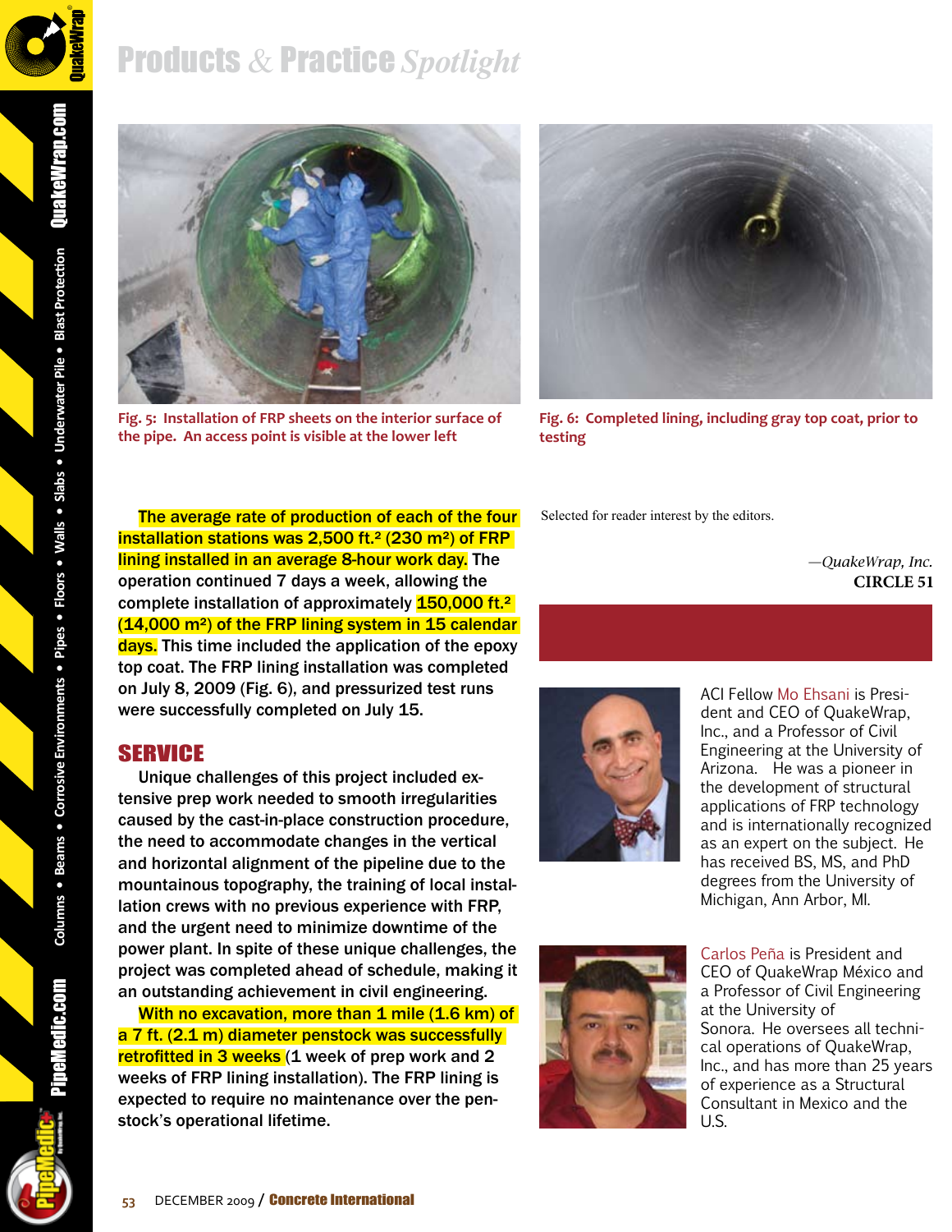Fig. 5: Installation of FRP sheets on the interior surface of the pipe. An access point is visible at the lower left

Fig. 6: Completed lining, including gray top coat, prior to testing

The average rate of production of each of the four installation stations was 2,500 ft.$^2$ (230 m$^2$) of FRP lining installed in an average 8-hour work day. The operation continued 7 days a week, allowing the complete installation of approximately 150,000 ft.$^2$ (14,000 m$^2$) of the FRP lining system in 15 calendar days. This time included the application of the epoxy top coat. The FRP lining installation was completed on July 8, 2009 (Fig. 6), and pressurized test runs were successfully completed on July 15.

## SERVICE

Unique challenges of this project included extensive prep work needed to smooth irregularities caused by the cast-in-place construction procedure, the need to accommodate changes in the vertical and horizontal alignment of the pipeline due to the mountainous topography, the training of local installation crews with no previous experience with FRP, and the urgent need to minimize downtime of the power plant. In spite of these unique challenges, the project was completed ahead of schedule, making it an outstanding achievement in civil engineering.

With no excavation, more than 1 mile (1.6 km) of a 7 ft. (2.1 m) diameter penstock was successfully retrofitted in 3 weeks (1 week of prep work and 2 weeks of FRP lining installation). The FRP lining is expected to require no maintenance over the penstock's operational lifetime.

Selected for reader interest by the editors.

*—QuakeWrap, Inc.*
**CIRCLE 51**

ACI Fellow Mo Ehsani is President and CEO of QuakeWrap, Inc., and a Professor of Civil Engineering at the University of Arizona. He was a pioneer in the development of structural applications of FRP technology and is internationally recognized as an expert on the subject. He has received BS, MS, and PhD degrees from the University of Michigan, Ann Arbor, MI.

Carlos Peña is President and CEO of QuakeWrap México and a Professor of Civil Engineering at the University of Sonora. He oversees all technical operations of QuakeWrap, Inc., and has more than 25 years of experience as a Structural Consultant in Mexico and the U.S.